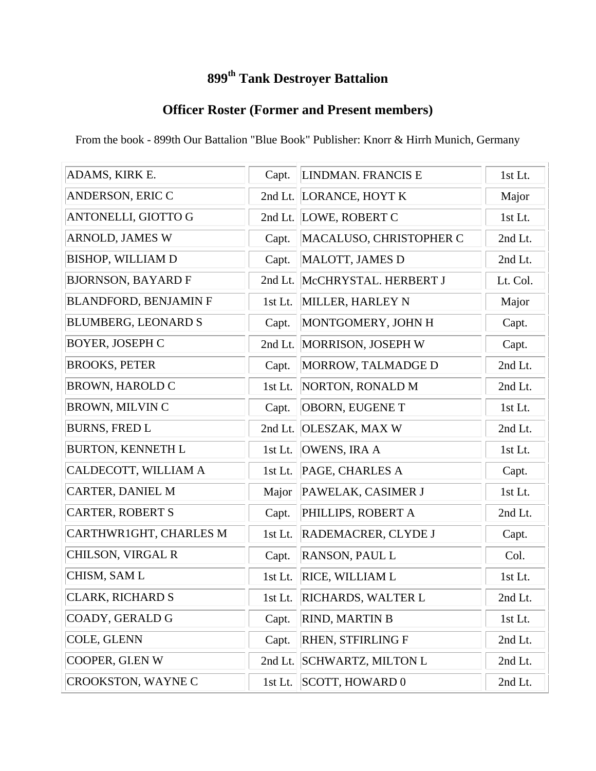# 899th Tank Destroyer Battalion

## Officer Roster (Former and Present members)

From the book - 899th Our Battalion "Blue Book" Publisher: Knorr & Hirrh Munich, Germany

| | | | |
|---|---|---|---|
| ADAMS, KIRK E. | Capt. | LINDMAN. FRANCIS E | 1st Lt. |
| ANDERSON, ERIC C | 2nd Lt. | LORANCE, HOYT K | Major |
| ANTONELLI, GIOTTO G | 2nd Lt. | LOWE, ROBERT C | 1st Lt. |
| ARNOLD, JAMES W | Capt. | MACALUSO, CHRISTOPHER C | 2nd Lt. |
| BISHOP, WILLIAM D | Capt. | MALOTT, JAMES D | 2nd Lt. |
| BJORNSON, BAYARD F | 2nd Lt. | McCHRYSTAL. HERBERT J | Lt. Col. |
| BLANDFORD, BENJAMIN F | 1st Lt. | MILLER, HARLEY N | Major |
| BLUMBERG, LEONARD S | Capt. | MONTGOMERY, JOHN H | Capt. |
| BOYER, JOSEPH C | 2nd Lt. | MORRISON, JOSEPH W | Capt. |
| BROOKS, PETER | Capt. | MORROW, TALMADGE D | 2nd Lt. |
| BROWN, HAROLD C | 1st Lt. | NORTON, RONALD M | 2nd Lt. |
| BROWN, MILVIN C | Capt. | OBORN, EUGENE T | 1st Lt. |
| BURNS, FRED L | 2nd Lt. | OLESZAK, MAX W | 2nd Lt. |
| BURTON, KENNETH L | 1st Lt. | OWENS, IRA A | 1st Lt. |
| CALDECOTT, WILLIAM A | 1st Lt. | PAGE, CHARLES A | Capt. |
| CARTER, DANIEL M | Major | PAWELAK, CASIMER J | 1st Lt. |
| CARTER, ROBERT S | Capt. | PHILLIPS, ROBERT A | 2nd Lt. |
| CARTHWR1GHT, CHARLES M | 1st Lt. | RADEMACRER, CLYDE J | Capt. |
| CHILSON, VIRGAL R | Capt. | RANSON, PAUL L | Col. |
| CHISM, SAM L | 1st Lt. | RICE, WILLIAM L | 1st Lt. |
| CLARK, RICHARD S | 1st Lt. | RICHARDS, WALTER L | 2nd Lt. |
| COADY, GERALD G | Capt. | RIND, MARTIN B | 1st Lt. |
| COLE, GLENN | Capt. | RHEN, STFIRLING F | 2nd Lt. |
| COOPER, GI.EN W | 2nd Lt. | SCHWARTZ, MILTON L | 2nd Lt. |
| CROOKSTON, WAYNE C | 1st Lt. | SCOTT, HOWARD 0 | 2nd Lt. |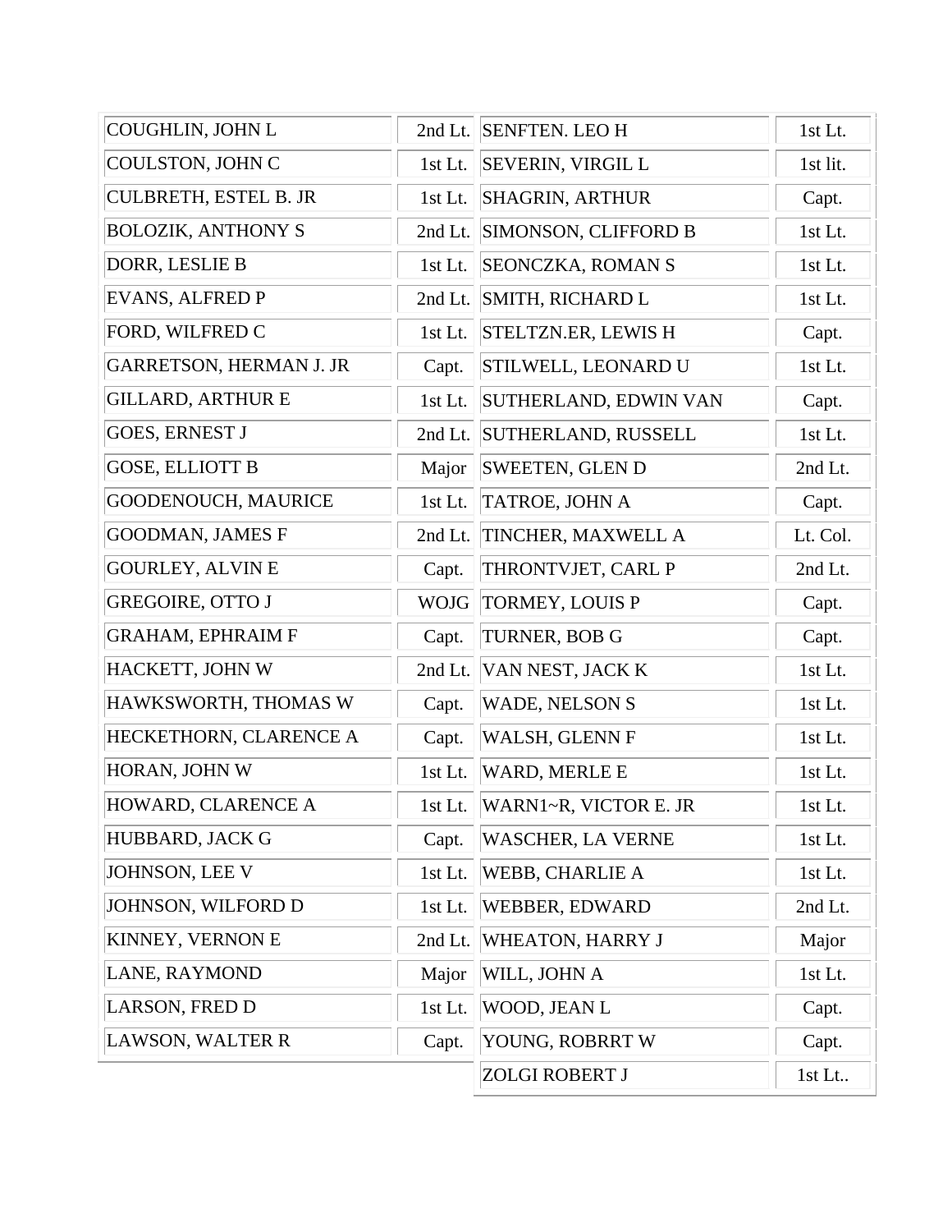| | |
|---|---|
| COUGHLIN, JOHN L | 2nd Lt. |
| COULSTON, JOHN C | 1st Lt. |
| CULBRETH, ESTEL B. JR | 1st Lt. |
| BOLOZIK, ANTHONY S | 2nd Lt. |
| DORR, LESLIE B | 1st Lt. |
| EVANS, ALFRED P | 2nd Lt. |
| FORD, WILFRED C | 1st Lt. |
| GARRETSON, HERMAN J. JR | Capt. |
| GILLARD, ARTHUR E | 1st Lt. |
| GOES, ERNEST J | 2nd Lt. |
| GOSE, ELLIOTT B | Major |
| GOODENOUCH, MAURICE | 1st Lt. |
| GOODMAN, JAMES F | 2nd Lt. |
| GOURLEY, ALVIN E | Capt. |
| GREGOIRE, OTTO J | WOJG |
| GRAHAM, EPHRAIM F | Capt. |
| HACKETT, JOHN W | 2nd Lt. |
| HAWKSWORTH, THOMAS W | Capt. |
| HECKETHORN, CLARENCE A | Capt. |
| HORAN, JOHN W | 1st Lt. |
| HOWARD, CLARENCE A | 1st Lt. |
| HUBBARD, JACK G | Capt. |
| JOHNSON, LEE V | 1st Lt. |
| JOHNSON, WILFORD D | 1st Lt. |
| KINNEY, VERNON E | 2nd Lt. |
| LANE, RAYMOND | Major |
| LARSON, FRED D | 1st Lt. |
| LAWSON, WALTER R | Capt. |
| SENFTEN. LEO H | 1st Lt. |
| SEVERIN, VIRGIL L | 1st lit. |
| SHAGRIN, ARTHUR | Capt. |
| SIMONSON, CLIFFORD B | 1st Lt. |
| SEONCZKA, ROMAN S | 1st Lt. |
| SMITH, RICHARD L | 1st Lt. |
| STELTZN.ER, LEWIS H | Capt. |
| STILWELL, LEONARD U | 1st Lt. |
| SUTHERLAND, EDWIN VAN | Capt. |
| SUTHERLAND, RUSSELL | 1st Lt. |
| SWEETEN, GLEN D | 2nd Lt. |
| TATROE, JOHN A | Capt. |
| TINCHER, MAXWELL A | Lt. Col. |
| THRONTVJET, CARL P | 2nd Lt. |
| TORMEY, LOUIS P | Capt. |
| TURNER, BOB G | Capt. |
| VAN NEST, JACK K | 1st Lt. |
| WADE, NELSON S | 1st Lt. |
| WALSH, GLENN F | 1st Lt. |
| WARD, MERLE E | 1st Lt. |
| WARN1~R, VICTOR E. JR | 1st Lt. |
| WASCHER, LA VERNE | 1st Lt. |
| WEBB, CHARLIE A | 1st Lt. |
| WEBBER, EDWARD | 2nd Lt. |
| WHEATON, HARRY J | Major |
| WILL, JOHN A | 1st Lt. |
| WOOD, JEAN L | Capt. |
| YOUNG, ROBRRT W | Capt. |
| ZOLGI ROBERT J | 1st Lt.. |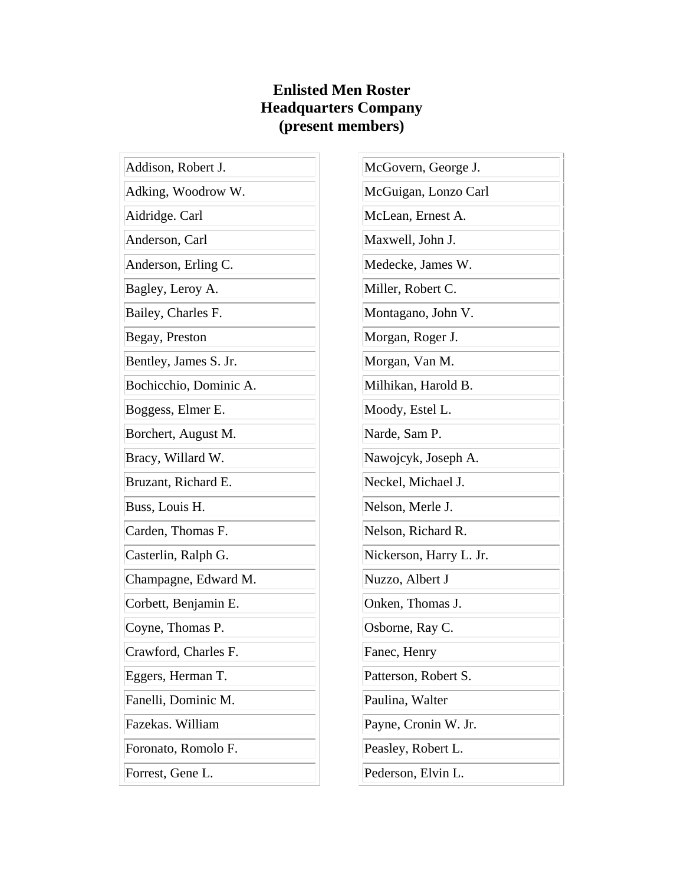**Enlisted Men Roster**
**Headquarters Company**
**(present members)**

| |
|---|
| Addison, Robert J. |
| Adking, Woodrow W. |
| Aidridge. Carl |
| Anderson, Carl |
| Anderson, Erling C. |
| Bagley, Leroy A. |
| Bailey, Charles F. |
| Begay, Preston |
| Bentley, James S. Jr. |
| Bochicchio, Dominic A. |
| Boggess, Elmer E. |
| Borchert, August M. |
| Bracy, Willard W. |
| Bruzant, Richard E. |
| Buss, Louis H. |
| Carden, Thomas F. |
| Casterlin, Ralph G. |
| Champagne, Edward M. |
| Corbett, Benjamin E. |
| Coyne, Thomas P. |
| Crawford, Charles F. |
| Eggers, Herman T. |
| Fanelli, Dominic M. |
| Fazekas. William |
| Foronato, Romolo F. |
| Forrest, Gene L. |

| |
|---|
| McGovern, George J. |
| McGuigan, Lonzo Carl |
| McLean, Ernest A. |
| Maxwell, John J. |
| Medecke, James W. |
| Miller, Robert C. |
| Montagano, John V. |
| Morgan, Roger J. |
| Morgan, Van M. |
| Milhikan, Harold B. |
| Moody, Estel L. |
| Narde, Sam P. |
| Nawojcyk, Joseph A. |
| Neckel, Michael J. |
| Nelson, Merle J. |
| Nelson, Richard R. |
| Nickerson, Harry L. Jr. |
| Nuzzo, Albert J |
| Onken, Thomas J. |
| Osborne, Ray C. |
| Fanec, Henry |
| Patterson, Robert S. |
| Paulina, Walter |
| Payne, Cronin W. Jr. |
| Peasley, Robert L. |
| Pederson, Elvin L. |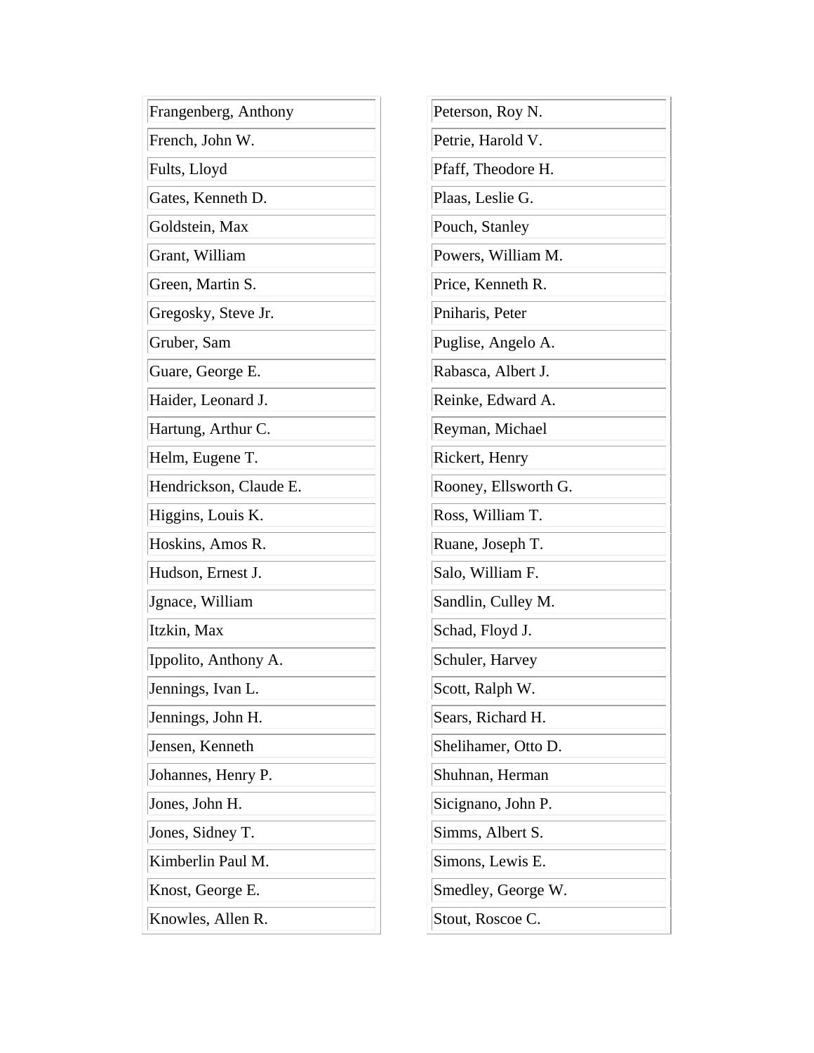| |
|---|
| Frangenberg, Anthony |
| French, John W. |
| Fults, Lloyd |
| Gates, Kenneth D. |
| Goldstein, Max |
| Grant, William |
| Green, Martin S. |
| Gregosky, Steve Jr. |
| Gruber, Sam |
| Guare, George E. |
| Haider, Leonard J. |
| Hartung, Arthur C. |
| Helm, Eugene T. |
| Hendrickson, Claude E. |
| Higgins, Louis K. |
| Hoskins, Amos R. |
| Hudson, Ernest J. |
| Jgnace, William |
| Itzkin, Max |
| Ippolito, Anthony A. |
| Jennings, Ivan L. |
| Jennings, John H. |
| Jensen, Kenneth |
| Johannes, Henry P. |
| Jones, John H. |
| Jones, Sidney T. |
| Kimberlin Paul M. |
| Knost, George E. |
| Knowles, Allen R. |

| |
|---|
| Peterson, Roy N. |
| Petrie, Harold V. |
| Pfaff, Theodore H. |
| Plaas, Leslie G. |
| Pouch, Stanley |
| Powers, William M. |
| Price, Kenneth R. |
| Pniharis, Peter |
| Puglise, Angelo A. |
| Rabasca, Albert J. |
| Reinke, Edward A. |
| Reyman, Michael |
| Rickert, Henry |
| Rooney, Ellsworth G. |
| Ross, William T. |
| Ruane, Joseph T. |
| Salo, William F. |
| Sandlin, Culley M. |
| Schad, Floyd J. |
| Schuler, Harvey |
| Scott, Ralph W. |
| Sears, Richard H. |
| Shelihamer, Otto D. |
| Shuhnan, Herman |
| Sicignano, John P. |
| Simms, Albert S. |
| Simons, Lewis E. |
| Smedley, George W. |
| Stout, Roscoe C. |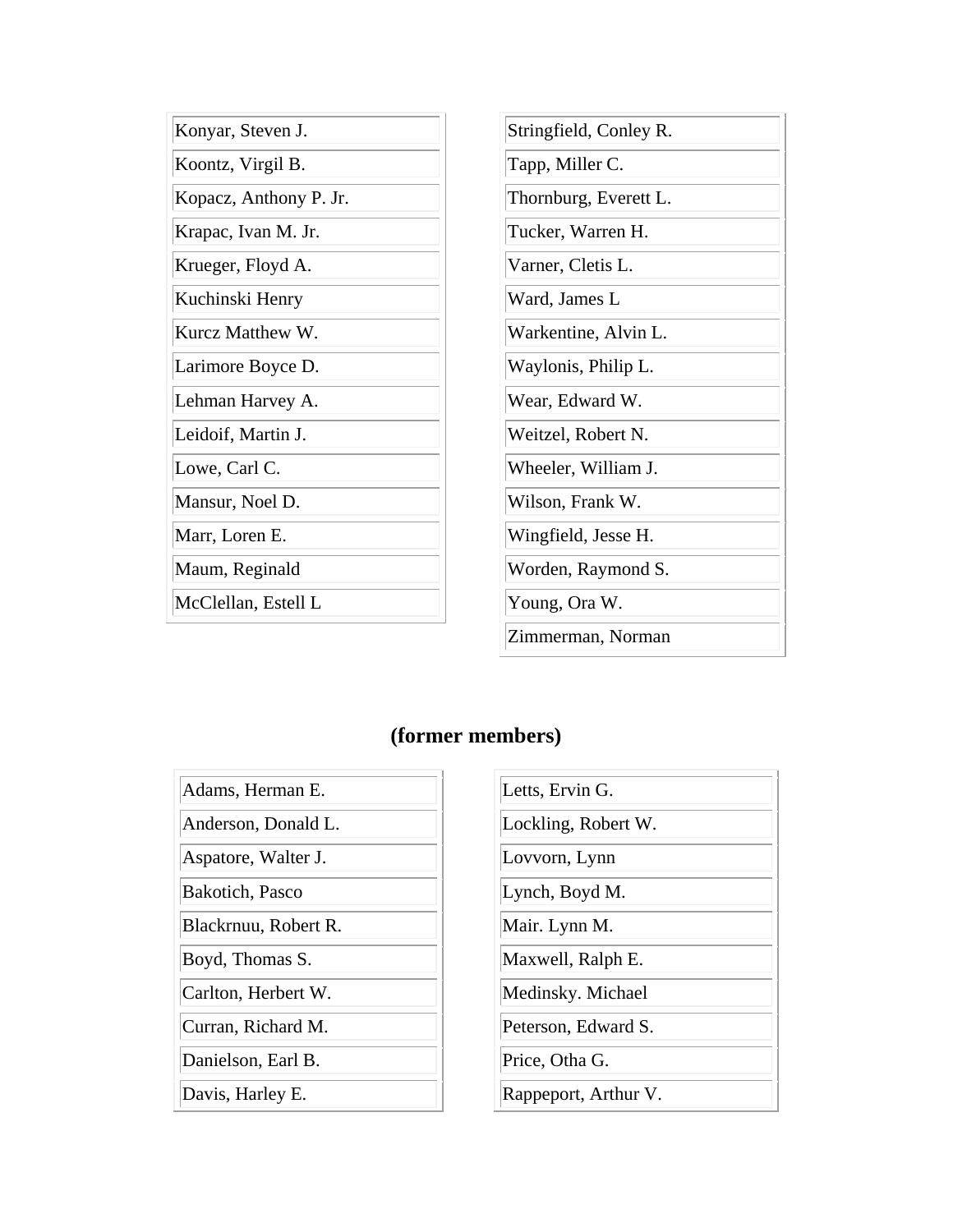| Konyar, Steven J. |
|---|
| Koontz, Virgil B. |
| Kopacz, Anthony P. Jr. |
| Krapac, Ivan M. Jr. |
| Krueger, Floyd A. |
| Kuchinski Henry |
| Kurcz Matthew W. |
| Larimore Boyce D. |
| Lehman Harvey A. |
| Leidoif, Martin J. |
| Lowe, Carl C. |
| Mansur, Noel D. |
| Marr, Loren E. |
| Maum, Reginald |
| McClellan, Estell L |

| Stringfield, Conley R. |
|---|
| Tapp, Miller C. |
| Thornburg, Everett L. |
| Tucker, Warren H. |
| Varner, Cletis L. |
| Ward, James L |
| Warkentine, Alvin L. |
| Waylonis, Philip L. |
| Wear, Edward W. |
| Weitzel, Robert N. |
| Wheeler, William J. |
| Wilson, Frank W. |
| Wingfield, Jesse H. |
| Worden, Raymond S. |
| Young, Ora W. |
| Zimmerman, Norman |

## (former members)

| Adams, Herman E. |
|---|
| Anderson, Donald L. |
| Aspatore, Walter J. |
| Bakotich, Pasco |
| Blackrnuu, Robert R. |
| Boyd, Thomas S. |
| Carlton, Herbert W. |
| Curran, Richard M. |
| Danielson, Earl B. |
| Davis, Harley E. |

| Letts, Ervin G. |
|---|
| Lockling, Robert W. |
| Lovvorn, Lynn |
| Lynch, Boyd M. |
| Mair. Lynn M. |
| Maxwell, Ralph E. |
| Medinsky. Michael |
| Peterson, Edward S. |
| Price, Otha G. |
| Rappeport, Arthur V. |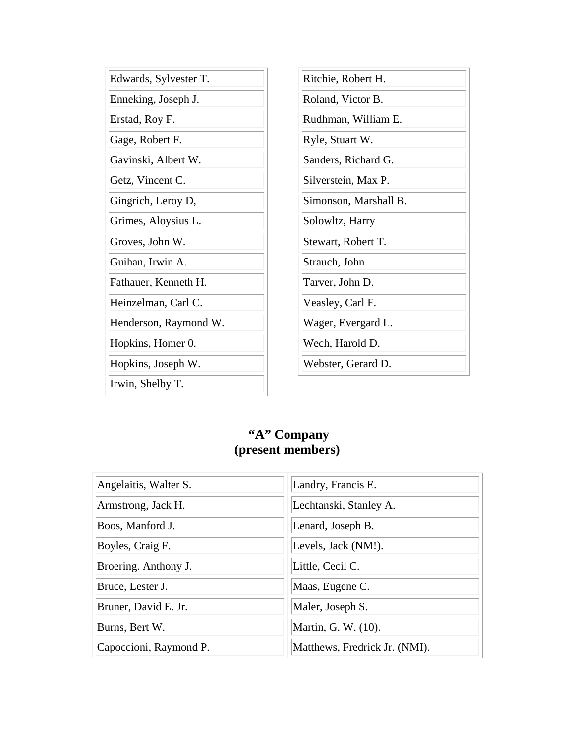| | |
|---|---|
| Edwards, Sylvester T. | Ritchie, Robert H. |
| Enneking, Joseph J. | Roland, Victor B. |
| Erstad, Roy F. | Rudhman, William E. |
| Gage, Robert F. | Ryle, Stuart W. |
| Gavinski, Albert W. | Sanders, Richard G. |
| Getz, Vincent C. | Silverstein, Max P. |
| Gingrich, Leroy D, | Simonson, Marshall B. |
| Grimes, Aloysius L. | Solowltz, Harry |
| Groves, John W. | Stewart, Robert T. |
| Guihan, Irwin A. | Strauch, John |
| Fathauer, Kenneth H. | Tarver, John D. |
| Heinzelman, Carl C. | Veasley, Carl F. |
| Henderson, Raymond W. | Wager, Evergard L. |
| Hopkins, Homer 0. | Wech, Harold D. |
| Hopkins, Joseph W. | Webster, Gerard D. |
| Irwin, Shelby T. | |

## “A” Company
## (present members)

| | |
|---|---|
| Angelaitis, Walter S. | Landry, Francis E. |
| Armstrong, Jack H. | Lechtanski, Stanley A. |
| Boos, Manford J. | Lenard, Joseph B. |
| Boyles, Craig F. | Levels, Jack (NM!). |
| Broering. Anthony J. | Little, Cecil C. |
| Bruce, Lester J. | Maas, Eugene C. |
| Bruner, David E. Jr. | Maler, Joseph S. |
| Burns, Bert W. | Martin, G. W. (10). |
| Capoccioni, Raymond P. | Matthews, Fredrick Jr. (NMI). |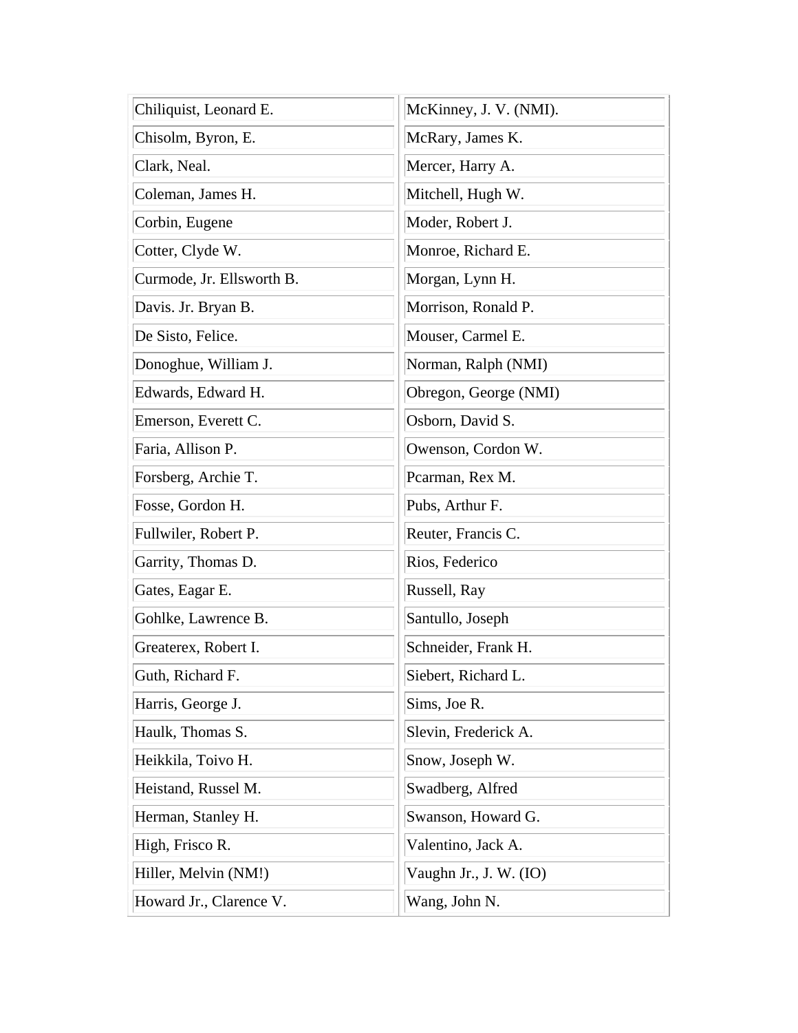| | |
|---|---|
| Chiliquist, Leonard E. | McKinney, J. V. (NMI). |
| Chisolm, Byron, E. | McRary, James K. |
| Clark, Neal. | Mercer, Harry A. |
| Coleman, James H. | Mitchell, Hugh W. |
| Corbin, Eugene | Moder, Robert J. |
| Cotter, Clyde W. | Monroe, Richard E. |
| Curmode, Jr. Ellsworth B. | Morgan, Lynn H. |
| Davis. Jr. Bryan B. | Morrison, Ronald P. |
| De Sisto, Felice. | Mouser, Carmel E. |
| Donoghue, William J. | Norman, Ralph (NMI) |
| Edwards, Edward H. | Obregon, George (NMI) |
| Emerson, Everett C. | Osborn, David S. |
| Faria, Allison P. | Owenson, Cordon W. |
| Forsberg, Archie T. | Pcarman, Rex M. |
| Fosse, Gordon H. | Pubs, Arthur F. |
| Fullwiler, Robert P. | Reuter, Francis C. |
| Garrity, Thomas D. | Rios, Federico |
| Gates, Eagar E. | Russell, Ray |
| Gohlke, Lawrence B. | Santullo, Joseph |
| Greaterex, Robert I. | Schneider, Frank H. |
| Guth, Richard F. | Siebert, Richard L. |
| Harris, George J. | Sims, Joe R. |
| Haulk, Thomas S. | Slevin, Frederick A. |
| Heikkila, Toivo H. | Snow, Joseph W. |
| Heistand, Russel M. | Swadberg, Alfred |
| Herman, Stanley H. | Swanson, Howard G. |
| High, Frisco R. | Valentino, Jack A. |
| Hiller, Melvin (NM!) | Vaughn Jr., J. W. (IO) |
| Howard Jr., Clarence V. | Wang, John N. |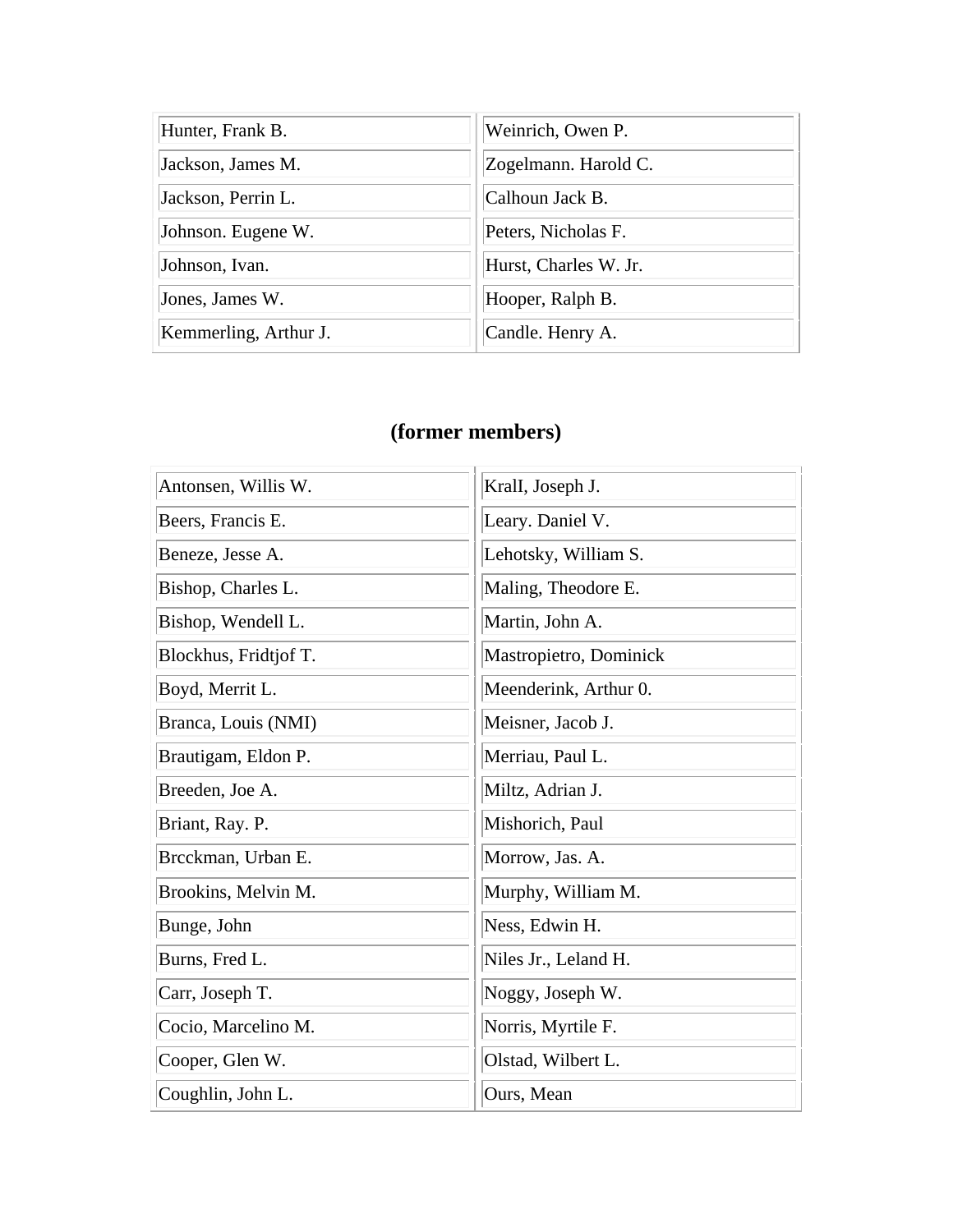| | |
|---|---|
| Hunter, Frank B. | Weinrich, Owen P. |
| Jackson, James M. | Zogelmann. Harold C. |
| Jackson, Perrin L. | Calhoun Jack B. |
| Johnson. Eugene W. | Peters, Nicholas F. |
| Johnson, Ivan. | Hurst, Charles W. Jr. |
| Jones, James W. | Hooper, Ralph B. |
| Kemmerling, Arthur J. | Candle. Henry A. |

## (former members)

| | |
|---|---|
| Antonsen, Willis W. | KralI, Joseph J. |
| Beers, Francis E. | Leary. Daniel V. |
| Beneze, Jesse A. | Lehotsky, William S. |
| Bishop, Charles L. | Maling, Theodore E. |
| Bishop, Wendell L. | Martin, John A. |
| Blockhus, Fridtjof T. | Mastropietro, Dominick |
| Boyd, Merrit L. | Meenderink, Arthur 0. |
| Branca, Louis (NMI) | Meisner, Jacob J. |
| Brautigam, Eldon P. | Merriau, Paul L. |
| Breeden, Joe A. | Miltz, Adrian J. |
| Briant, Ray. P. | Mishorich, Paul |
| Brcckman, Urban E. | Morrow, Jas. A. |
| Brookins, Melvin M. | Murphy, William M. |
| Bunge, John | Ness, Edwin H. |
| Burns, Fred L. | Niles Jr., Leland H. |
| Carr, Joseph T. | Noggy, Joseph W. |
| Cocio, Marcelino M. | Norris, Myrtile F. |
| Cooper, Glen W. | Olstad, Wilbert L. |
| Coughlin, John L. | Ours, Mean |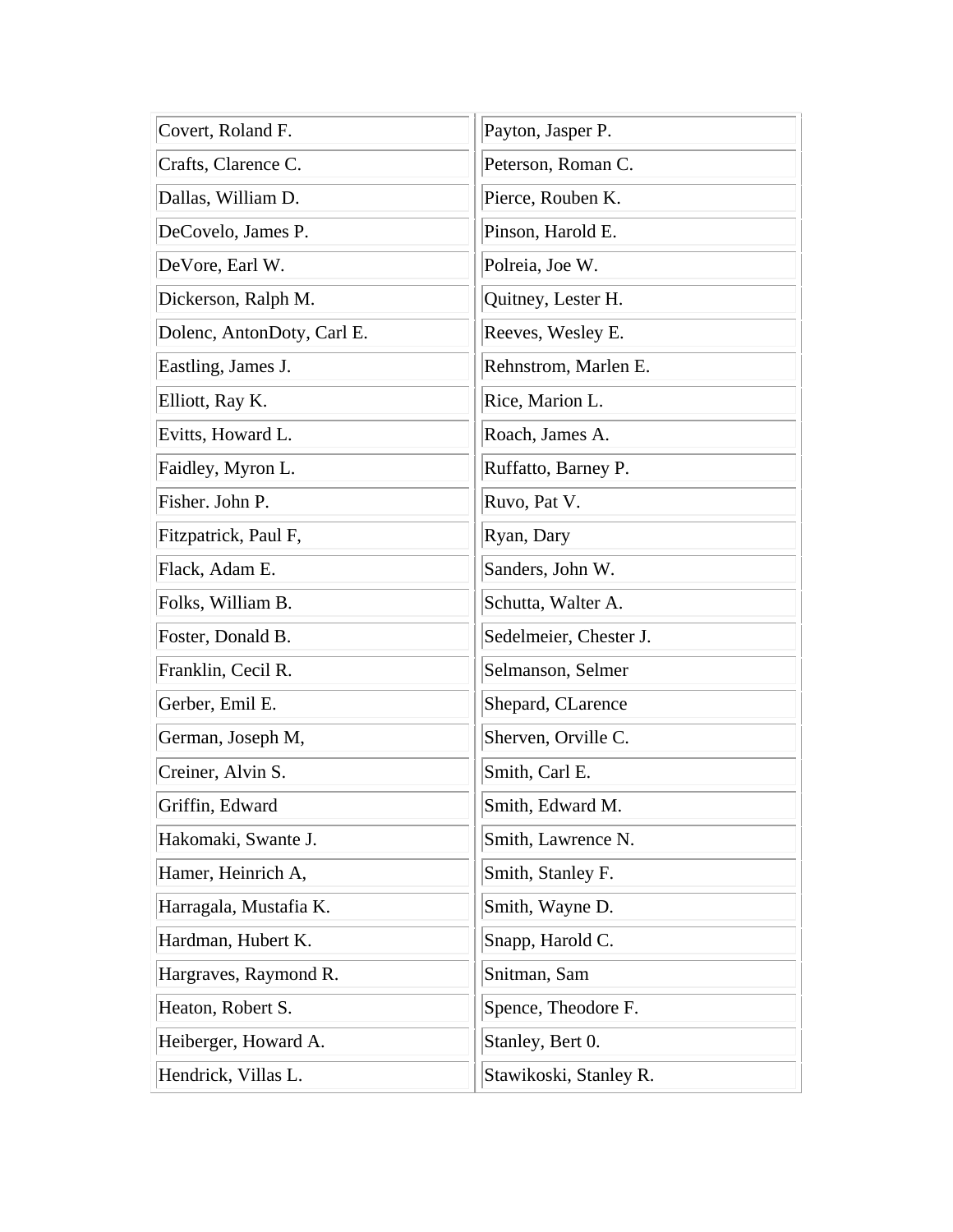| | |
|---|---|
| Covert, Roland F. | Payton, Jasper P. |
| Crafts, Clarence C. | Peterson, Roman C. |
| Dallas, William D. | Pierce, Rouben K. |
| DeCovelo, James P. | Pinson, Harold E. |
| DeVore, Earl W. | Polreia, Joe W. |
| Dickerson, Ralph M. | Quitney, Lester H. |
| Dolenc, AntonDoty, Carl E. | Reeves, Wesley E. |
| Eastling, James J. | Rehnstrom, Marlen E. |
| Elliott, Ray K. | Rice, Marion L. |
| Evitts, Howard L. | Roach, James A. |
| Faidley, Myron L. | Ruffatto, Barney P. |
| Fisher. John P. | Ruvo, Pat V. |
| Fitzpatrick, Paul F, | Ryan, Dary |
| Flack, Adam E. | Sanders, John W. |
| Folks, William B. | Schutta, Walter A. |
| Foster, Donald B. | Sedelmeier, Chester J. |
| Franklin, Cecil R. | Selmanson, Selmer |
| Gerber, Emil E. | Shepard, CLarence |
| German, Joseph M, | Sherven, Orville C. |
| Creiner, Alvin S. | Smith, Carl E. |
| Griffin, Edward | Smith, Edward M. |
| Hakomaki, Swante J. | Smith, Lawrence N. |
| Hamer, Heinrich A, | Smith, Stanley F. |
| Harragala, Mustafia K. | Smith, Wayne D. |
| Hardman, Hubert K. | Snapp, Harold C. |
| Hargraves, Raymond R. | Snitman, Sam |
| Heaton, Robert S. | Spence, Theodore F. |
| Heiberger, Howard A. | Stanley, Bert 0. |
| Hendrick, Villas L. | Stawikoski, Stanley R. |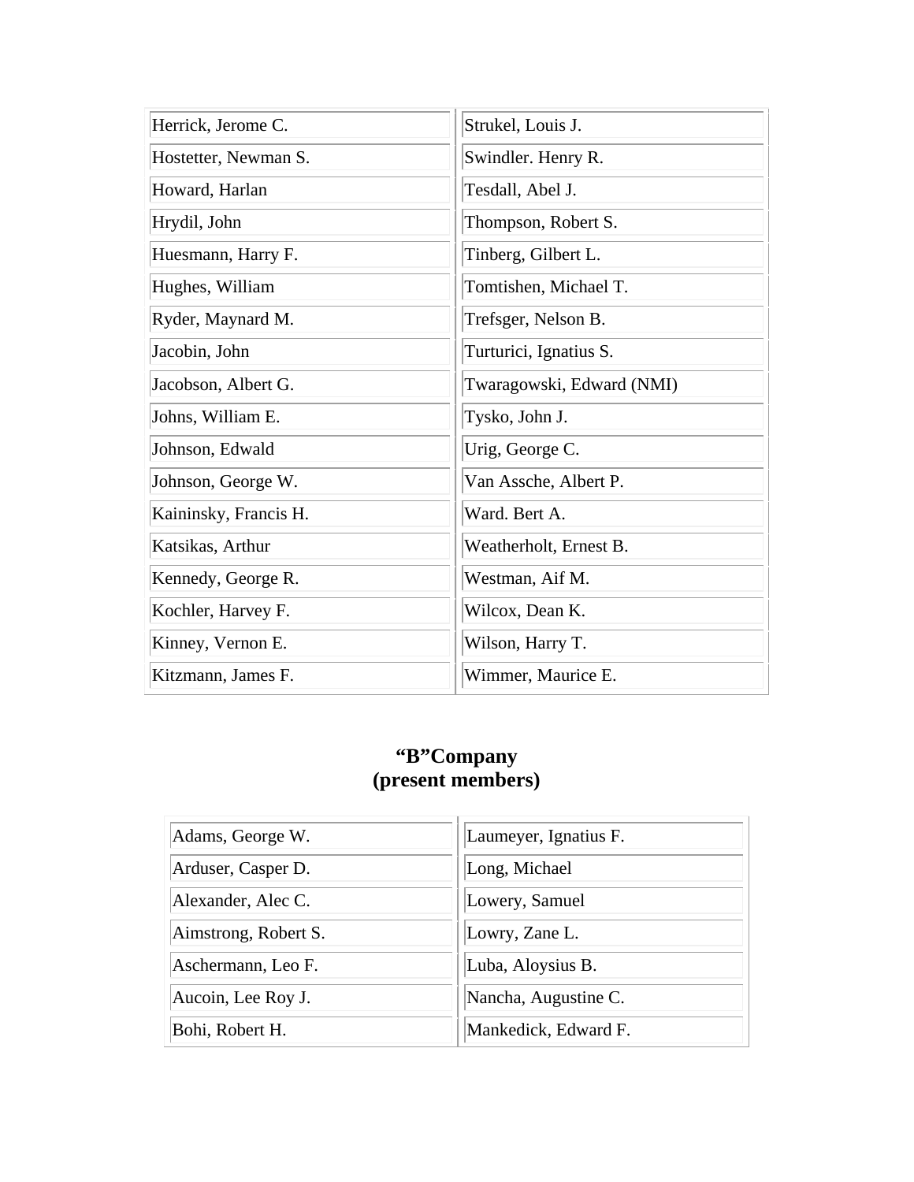| | |
|---|---|
| Herrick, Jerome C. | Strukel, Louis J. |
| Hostetter, Newman S. | Swindler. Henry R. |
| Howard, Harlan | Tesdall, Abel J. |
| Hrydil, John | Thompson, Robert S. |
| Huesmann, Harry F. | Tinberg, Gilbert L. |
| Hughes, William | Tomtishen, Michael T. |
| Ryder, Maynard M. | Trefsger, Nelson B. |
| Jacobin, John | Turturici, Ignatius S. |
| Jacobson, Albert G. | Twaragowski, Edward (NMI) |
| Johns, William E. | Tysko, John J. |
| Johnson, Edwald | Urig, George C. |
| Johnson, George W. | Van Assche, Albert P. |
| Kaininsky, Francis H. | Ward. Bert A. |
| Katsikas, Arthur | Weatherholt, Ernest B. |
| Kennedy, George R. | Westman, Aif M. |
| Kochler, Harvey F. | Wilcox, Dean K. |
| Kinney, Vernon E. | Wilson, Harry T. |
| Kitzmann, James F. | Wimmer, Maurice E. |

**“B”Company**
**(present members)**

| | |
|---|---|
| Adams, George W. | Laumeyer, Ignatius F. |
| Arduser, Casper D. | Long, Michael |
| Alexander, Alec C. | Lowery, Samuel |
| Aimstrong, Robert S. | Lowry, Zane L. |
| Aschermann, Leo F. | Luba, Aloysius B. |
| Aucoin, Lee Roy J. | Nancha, Augustine C. |
| Bohi, Robert H. | Mankedick, Edward F. |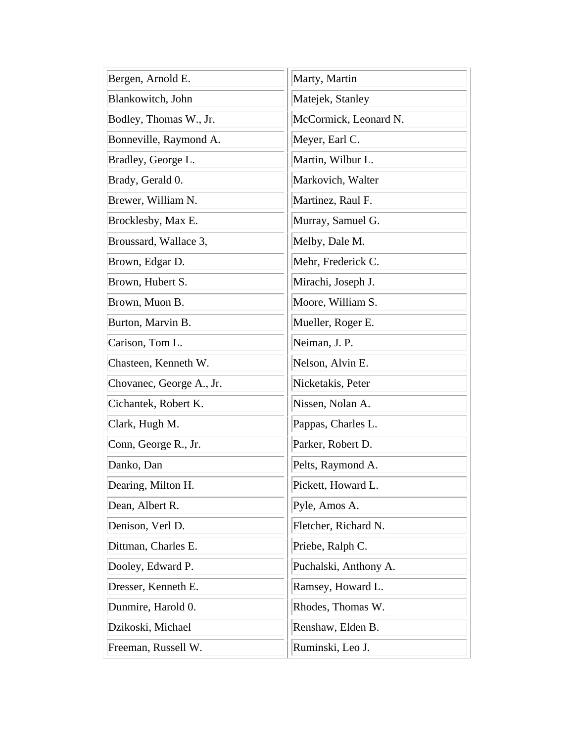| | |
|---|---|
| Bergen, Arnold E. | Marty, Martin |
| Blankowitch, John | Matejek, Stanley |
| Bodley, Thomas W., Jr. | McCormick, Leonard N. |
| Bonneville, Raymond A. | Meyer, Earl C. |
| Bradley, George L. | Martin, Wilbur L. |
| Brady, Gerald 0. | Markovich, Walter |
| Brewer, William N. | Martinez, Raul F. |
| Brocklesby, Max E. | Murray, Samuel G. |
| Broussard, Wallace 3, | Melby, Dale M. |
| Brown, Edgar D. | Mehr, Frederick C. |
| Brown, Hubert S. | Mirachi, Joseph J. |
| Brown, Muon B. | Moore, William S. |
| Burton, Marvin B. | Mueller, Roger E. |
| Carison, Tom L. | Neiman, J. P. |
| Chasteen, Kenneth W. | Nelson, Alvin E. |
| Chovanec, George A., Jr. | Nicketakis, Peter |
| Cichantek, Robert K. | Nissen, Nolan A. |
| Clark, Hugh M. | Pappas, Charles L. |
| Conn, George R., Jr. | Parker, Robert D. |
| Danko, Dan | Pelts, Raymond A. |
| Dearing, Milton H. | Pickett, Howard L. |
| Dean, Albert R. | Pyle, Amos A. |
| Denison, Verl D. | Fletcher, Richard N. |
| Dittman, Charles E. | Priebe, Ralph C. |
| Dooley, Edward P. | Puchalski, Anthony A. |
| Dresser, Kenneth E. | Ramsey, Howard L. |
| Dunmire, Harold 0. | Rhodes, Thomas W. |
| Dzikoski, Michael | Renshaw, Elden B. |
| Freeman, Russell W. | Ruminski, Leo J. |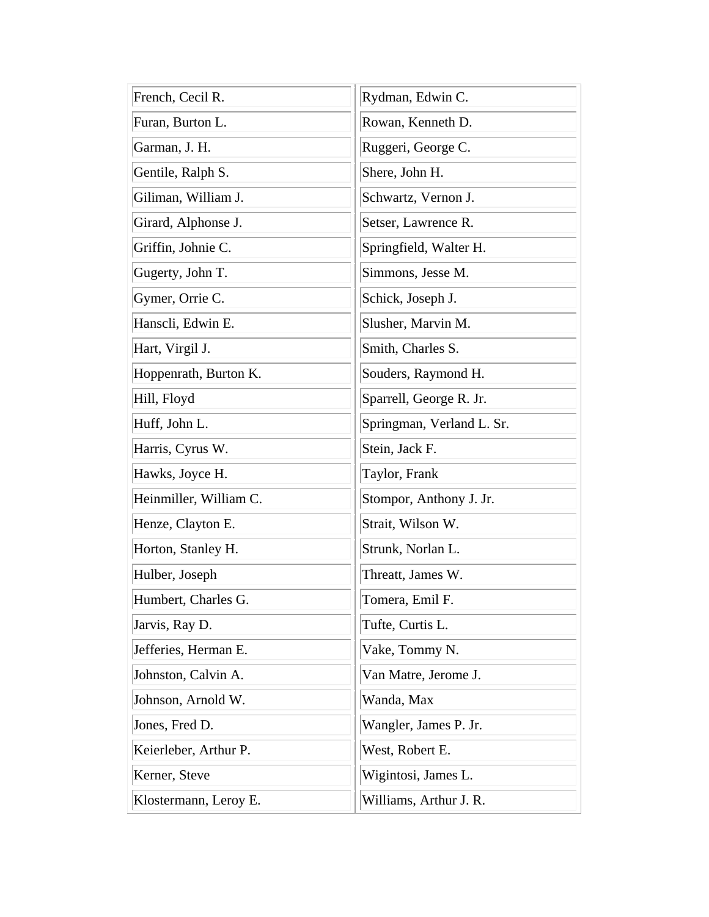| | |
|---|---|
| French, Cecil R. | Rydman, Edwin C. |
| Furan, Burton L. | Rowan, Kenneth D. |
| Garman, J. H. | Ruggeri, George C. |
| Gentile, Ralph S. | Shere, John H. |
| Giliman, William J. | Schwartz, Vernon J. |
| Girard, Alphonse J. | Setser, Lawrence R. |
| Griffin, Johnie C. | Springfield, Walter H. |
| Gugerty, John T. | Simmons, Jesse M. |
| Gymer, Orrie C. | Schick, Joseph J. |
| Hanscli, Edwin E. | Slusher, Marvin M. |
| Hart, Virgil J. | Smith, Charles S. |
| Hoppenrath, Burton K. | Souders, Raymond H. |
| Hill, Floyd | Sparrell, George R. Jr. |
| Huff, John L. | Springman, Verland L. Sr. |
| Harris, Cyrus W. | Stein, Jack F. |
| Hawks, Joyce H. | Taylor, Frank |
| Heinmiller, William C. | Stompor, Anthony J. Jr. |
| Henze, Clayton E. | Strait, Wilson W. |
| Horton, Stanley H. | Strunk, Norlan L. |
| Hulber, Joseph | Threatt, James W. |
| Humbert, Charles G. | Tomera, Emil F. |
| Jarvis, Ray D. | Tufte, Curtis L. |
| Jefferies, Herman E. | Vake, Tommy N. |
| Johnston, Calvin A. | Van Matre, Jerome J. |
| Johnson, Arnold W. | Wanda, Max |
| Jones, Fred D. | Wangler, James P. Jr. |
| Keierleber, Arthur P. | West, Robert E. |
| Kerner, Steve | Wigintosi, James L. |
| Klostermann, Leroy E. | Williams, Arthur J. R. |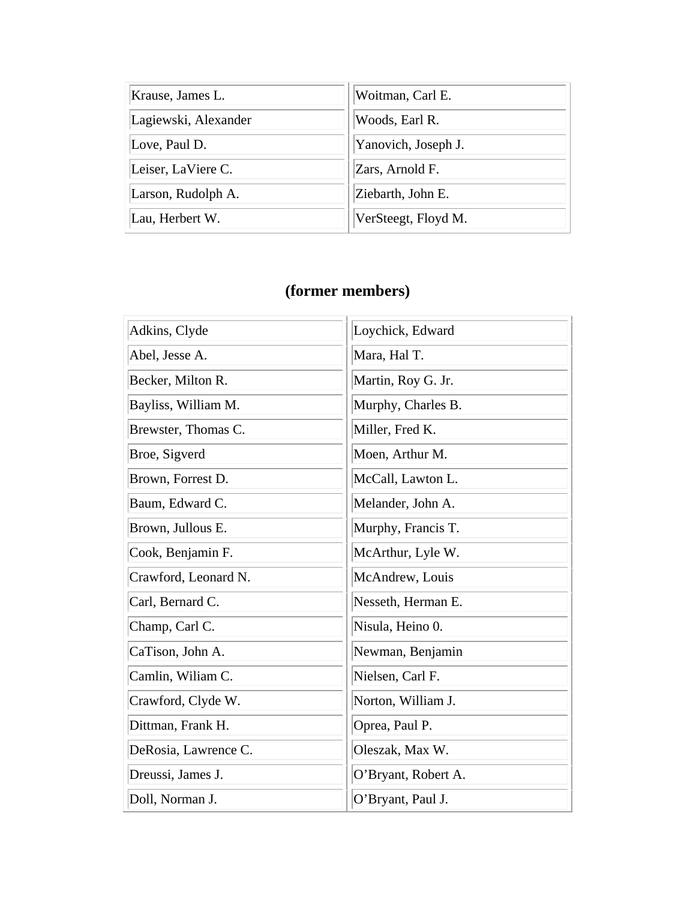| | |
|---|---|
| Krause, James L. | Woitman, Carl E. |
| Lagiewski, Alexander | Woods, Earl R. |
| Love, Paul D. | Yanovich, Joseph J. |
| Leiser, LaViere C. | Zars, Arnold F. |
| Larson, Rudolph A. | Ziebarth, John E. |
| Lau, Herbert W. | VerSteegt, Floyd M. |

## (former members)

| | |
|---|---|
| Adkins, Clyde | Loychick, Edward |
| Abel, Jesse A. | Mara, Hal T. |
| Becker, Milton R. | Martin, Roy G. Jr. |
| Bayliss, William M. | Murphy, Charles B. |
| Brewster, Thomas C. | Miller, Fred K. |
| Broe, Sigverd | Moen, Arthur M. |
| Brown, Forrest D. | McCall, Lawton L. |
| Baum, Edward C. | Melander, John A. |
| Brown, Jullous E. | Murphy, Francis T. |
| Cook, Benjamin F. | McArthur, Lyle W. |
| Crawford, Leonard N. | McAndrew, Louis |
| Carl, Bernard C. | Nesseth, Herman E. |
| Champ, Carl C. | Nisula, Heino 0. |
| CaTison, John A. | Newman, Benjamin |
| Camlin, Wiliam C. | Nielsen, Carl F. |
| Crawford, Clyde W. | Norton, William J. |
| Dittman, Frank H. | Oprea, Paul P. |
| DeRosia, Lawrence C. | Oleszak, Max W. |
| Dreussi, James J. | O'Bryant, Robert A. |
| Doll, Norman J. | O'Bryant, Paul J. |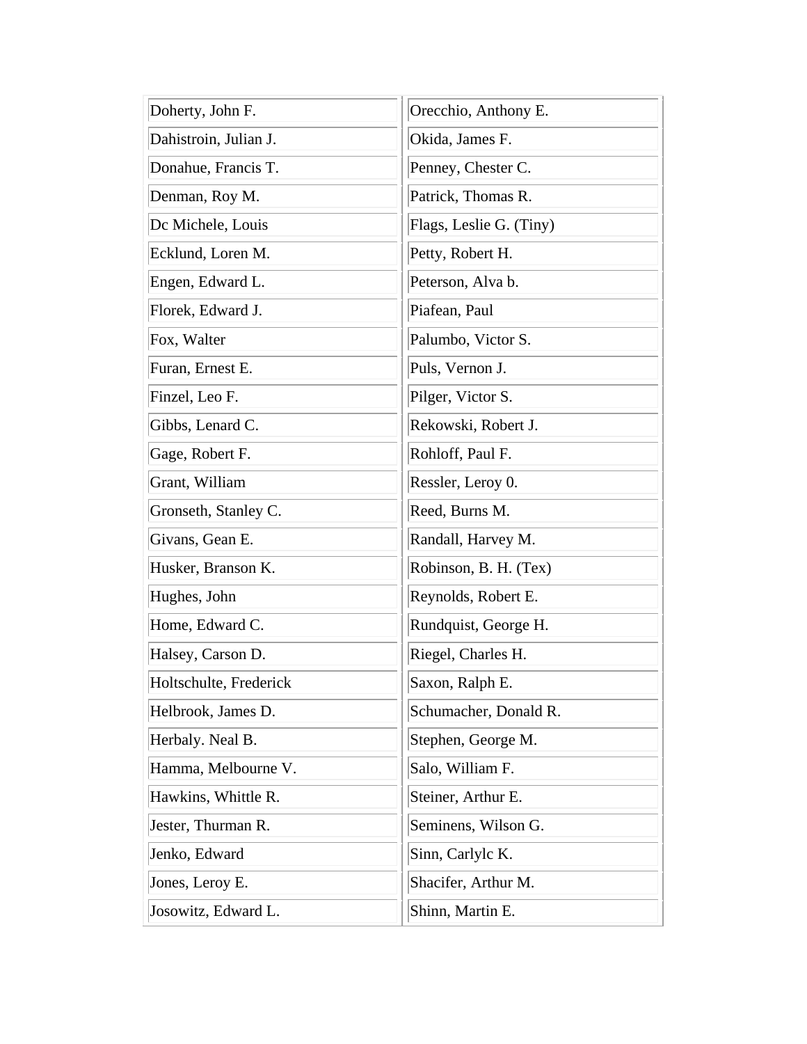| | |
|---|---|
| Doherty, John F. | Orecchio, Anthony E. |
| Dahistroin, Julian J. | Okida, James F. |
| Donahue, Francis T. | Penney, Chester C. |
| Denman, Roy M. | Patrick, Thomas R. |
| Dc Michele, Louis | Flags, Leslie G. (Tiny) |
| Ecklund, Loren M. | Petty, Robert H. |
| Engen, Edward L. | Peterson, Alva b. |
| Florek, Edward J. | Piafean, Paul |
| Fox, Walter | Palumbo, Victor S. |
| Furan, Ernest E. | Puls, Vernon J. |
| Finzel, Leo F. | Pilger, Victor S. |
| Gibbs, Lenard C. | Rekowski, Robert J. |
| Gage, Robert F. | Rohloff, Paul F. |
| Grant, William | Ressler, Leroy 0. |
| Gronseth, Stanley C. | Reed, Burns M. |
| Givans, Gean E. | Randall, Harvey M. |
| Husker, Branson K. | Robinson, B. H. (Tex) |
| Hughes, John | Reynolds, Robert E. |
| Home, Edward C. | Rundquist, George H. |
| Halsey, Carson D. | Riegel, Charles H. |
| Holtschulte, Frederick | Saxon, Ralph E. |
| Helbrook, James D. | Schumacher, Donald R. |
| Herbaly. Neal B. | Stephen, George M. |
| Hamma, Melbourne V. | Salo, William F. |
| Hawkins, Whittle R. | Steiner, Arthur E. |
| Jester, Thurman R. | Seminens, Wilson G. |
| Jenko, Edward | Sinn, Carlylc K. |
| Jones, Leroy E. | Shacifer, Arthur M. |
| Josowitz, Edward L. | Shinn, Martin E. |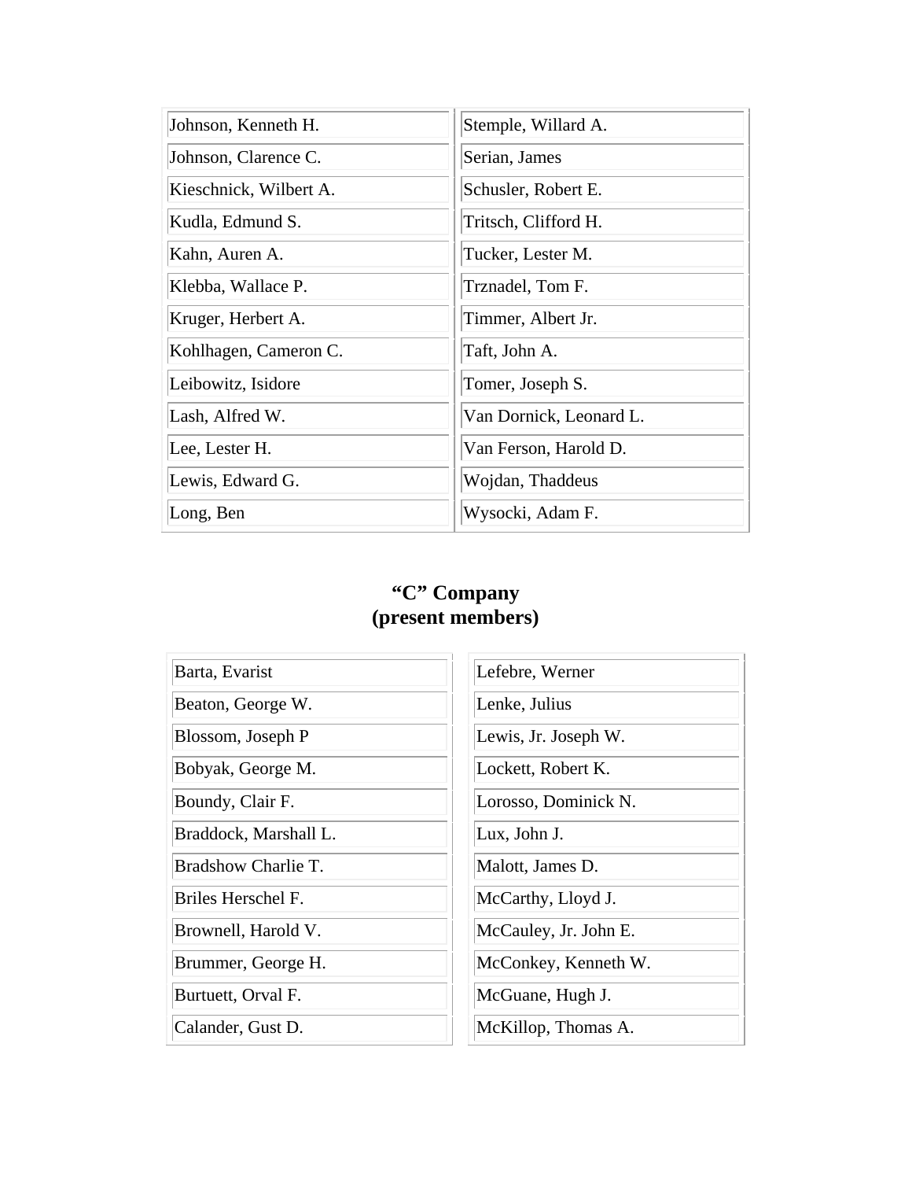| | |
|---|---|
| Johnson, Kenneth H. | Stemple, Willard A. |
| Johnson, Clarence C. | Serian, James |
| Kieschnick, Wilbert A. | Schusler, Robert E. |
| Kudla, Edmund S. | Tritsch, Clifford H. |
| Kahn, Auren A. | Tucker, Lester M. |
| Klebba, Wallace P. | Trznadel, Tom F. |
| Kruger, Herbert A. | Timmer, Albert Jr. |
| Kohlhagen, Cameron C. | Taft, John A. |
| Leibowitz, Isidore | Tomer, Joseph S. |
| Lash, Alfred W. | Van Dornick, Leonard L. |
| Lee, Lester H. | Van Ferson, Harold D. |
| Lewis, Edward G. | Wojdan, Thaddeus |
| Long, Ben | Wysocki, Adam F. |

## “C” Company (present members)

| | |
|---|---|
| Barta, Evarist | Lefebre, Werner |
| Beaton, George W. | Lenke, Julius |
| Blossom, Joseph P | Lewis, Jr. Joseph W. |
| Bobyak, George M. | Lockett, Robert K. |
| Boundy, Clair F. | Lorosso, Dominick N. |
| Braddock, Marshall L. | Lux, John J. |
| Bradshow Charlie T. | Malott, James D. |
| Briles Herschel F. | McCarthy, Lloyd J. |
| Brownell, Harold V. | McCauley, Jr. John E. |
| Brummer, George H. | McConkey, Kenneth W. |
| Burtuett, Orval F. | McGuane, Hugh J. |
| Calander, Gust D. | McKillop, Thomas A. |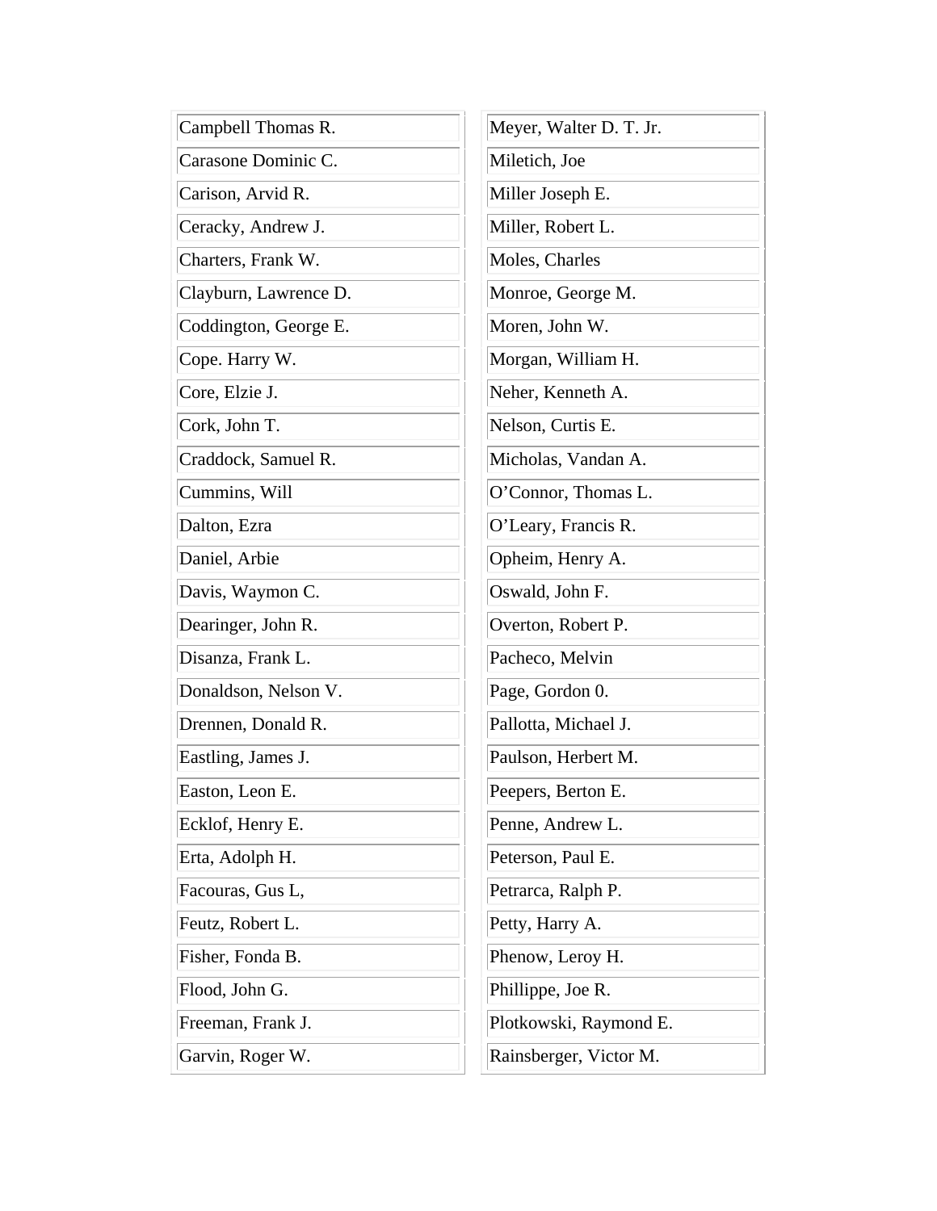| Campbell Thomas R. |
| --- |
| Carasone Dominic C. |
| Carison, Arvid R. |
| Ceracky, Andrew J. |
| Charters, Frank W. |
| Clayburn, Lawrence D. |
| Coddington, George E. |
| Cope. Harry W. |
| Core, Elzie J. |
| Cork, John T. |
| Craddock, Samuel R. |
| Cummins, Will |
| Dalton, Ezra |
| Daniel, Arbie |
| Davis, Waymon C. |
| Dearinger, John R. |
| Disanza, Frank L. |
| Donaldson, Nelson V. |
| Drennen, Donald R. |
| Eastling, James J. |
| Easton, Leon E. |
| Ecklof, Henry E. |
| Erta, Adolph H. |
| Facouras, Gus L, |
| Feutz, Robert L. |
| Fisher, Fonda B. |
| Flood, John G. |
| Freeman, Frank J. |
| Garvin, Roger W. |

| Meyer, Walter D. T. Jr. |
| --- |
| Miletich, Joe |
| Miller Joseph E. |
| Miller, Robert L. |
| Moles, Charles |
| Monroe, George M. |
| Moren, John W. |
| Morgan, William H. |
| Neher, Kenneth A. |
| Nelson, Curtis E. |
| Micholas, Vandan A. |
| O'Connor, Thomas L. |
| O'Leary, Francis R. |
| Opheim, Henry A. |
| Oswald, John F. |
| Overton, Robert P. |
| Pacheco, Melvin |
| Page, Gordon 0. |
| Pallotta, Michael J. |
| Paulson, Herbert M. |
| Peepers, Berton E. |
| Penne, Andrew L. |
| Peterson, Paul E. |
| Petrarca, Ralph P. |
| Petty, Harry A. |
| Phenow, Leroy H. |
| Phillippe, Joe R. |
| Plotkowski, Raymond E. |
| Rainsberger, Victor M. |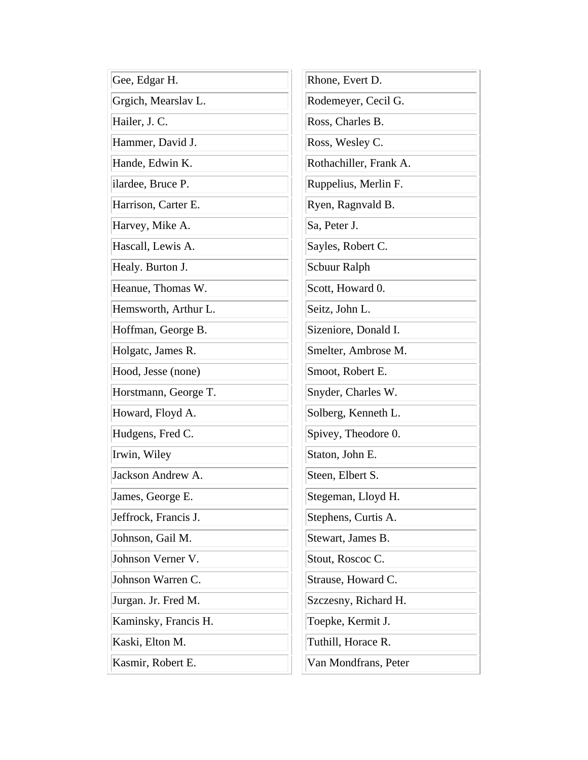| Gee, Edgar H. |
| --- |
| Grgich, Mearslav L. |
| Hailer, J. C. |
| Hammer, David J. |
| Hande, Edwin K. |
| ilardee, Bruce P. |
| Harrison, Carter E. |
| Harvey, Mike A. |
| Hascall, Lewis A. |
| Healy. Burton J. |
| Heanue, Thomas W. |
| Hemsworth, Arthur L. |
| Hoffman, George B. |
| Holgatc, James R. |
| Hood, Jesse (none) |
| Horstmann, George T. |
| Howard, Floyd A. |
| Hudgens, Fred C. |
| Irwin, Wiley |
| Jackson Andrew A. |
| James, George E. |
| Jeffrock, Francis J. |
| Johnson, Gail M. |
| Johnson Verner V. |
| Johnson Warren C. |
| Jurgan. Jr. Fred M. |
| Kaminsky, Francis H. |
| Kaski, Elton M. |
| Kasmir, Robert E. |

| Rhone, Evert D. |
| --- |
| Rodemeyer, Cecil G. |
| Ross, Charles B. |
| Ross, Wesley C. |
| Rothachiller, Frank A. |
| Ruppelius, Merlin F. |
| Ryen, Ragnvald B. |
| Sa, Peter J. |
| Sayles, Robert C. |
| Scbuur Ralph |
| Scott, Howard 0. |
| Seitz, John L. |
| Sizeniore, Donald I. |
| Smelter, Ambrose M. |
| Smoot, Robert E. |
| Snyder, Charles W. |
| Solberg, Kenneth L. |
| Spivey, Theodore 0. |
| Staton, John E. |
| Steen, Elbert S. |
| Stegeman, Lloyd H. |
| Stephens, Curtis A. |
| Stewart, James B. |
| Stout, Roscoc C. |
| Strause, Howard C. |
| Szczesny, Richard H. |
| Toepke, Kermit J. |
| Tuthill, Horace R. |
| Van Mondfrans, Peter |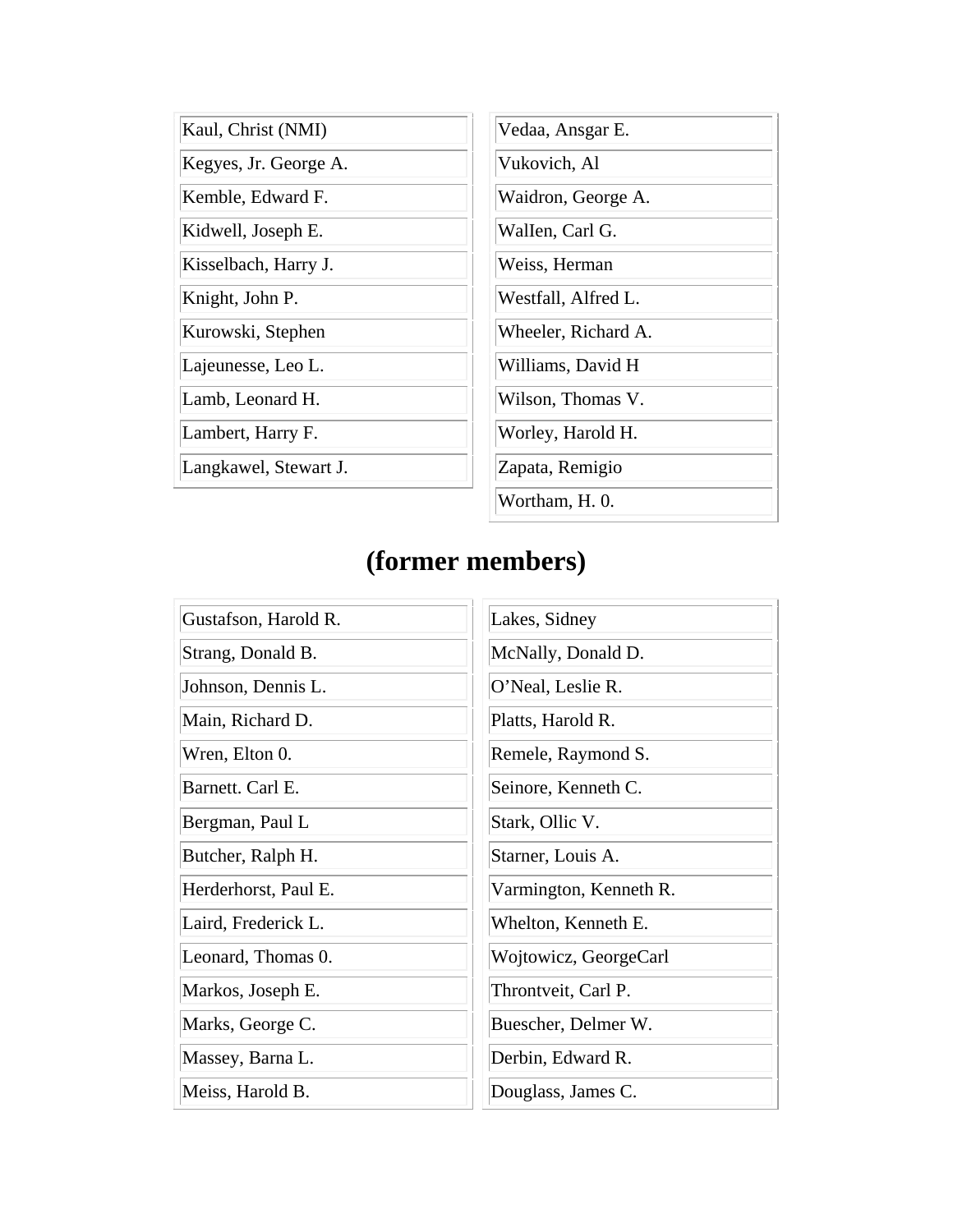| | |
|---|---|
| Kaul, Christ (NMI) | Vedaa, Ansgar E. |
| Kegyes, Jr. George A. | Vukovich, Al |
| Kemble, Edward F. | Waidron, George A. |
| Kidwell, Joseph E. | WalIen, Carl G. |
| Kisselbach, Harry J. | Weiss, Herman |
| Knight, John P. | Westfall, Alfred L. |
| Kurowski, Stephen | Wheeler, Richard A. |
| Lajeunesse, Leo L. | Williams, David H |
| Lamb, Leonard H. | Wilson, Thomas V. |
| Lambert, Harry F. | Worley, Harold H. |
| Langkawel, Stewart J. | Zapata, Remigio |
| | Wortham, H. 0. |

## (former members)

| | |
|---|---|
| Gustafson, Harold R. | Lakes, Sidney |
| Strang, Donald B. | McNally, Donald D. |
| Johnson, Dennis L. | O'Neal, Leslie R. |
| Main, Richard D. | Platts, Harold R. |
| Wren, Elton 0. | Remele, Raymond S. |
| Barnett. Carl E. | Seinore, Kenneth C. |
| Bergman, Paul L | Stark, Ollic V. |
| Butcher, Ralph H. | Starner, Louis A. |
| Herderhorst, Paul E. | Varmington, Kenneth R. |
| Laird, Frederick L. | Whelton, Kenneth E. |
| Leonard, Thomas 0. | Wojtowicz, GeorgeCarl |
| Markos, Joseph E. | Throntveit, Carl P. |
| Marks, George C. | Buescher, Delmer W. |
| Massey, Barna L. | Derbin, Edward R. |
| Meiss, Harold B. | Douglass, James C. |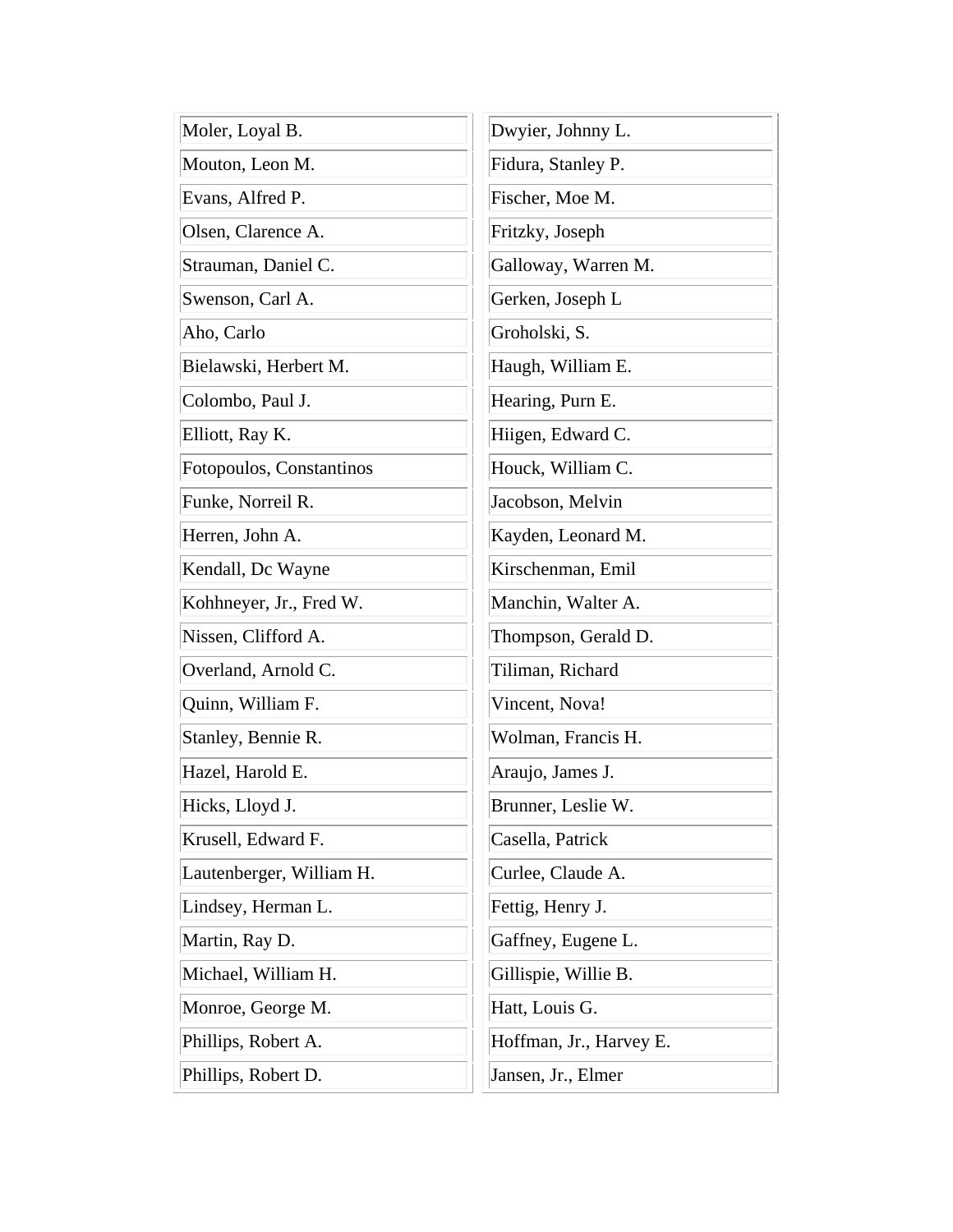| | |
|---|---|
| Moler, Loyal B. | Dwyier, Johnny L. |
| Mouton, Leon M. | Fidura, Stanley P. |
| Evans, Alfred P. | Fischer, Moe M. |
| Olsen, Clarence A. | Fritzky, Joseph |
| Strauman, Daniel C. | Galloway, Warren M. |
| Swenson, Carl A. | Gerken, Joseph L |
| Aho, Carlo | Groholski, S. |
| Bielawski, Herbert M. | Haugh, William E. |
| Colombo, Paul J. | Hearing, Purn E. |
| Elliott, Ray K. | Hiigen, Edward C. |
| Fotopoulos, Constantinos | Houck, William C. |
| Funke, Norreil R. | Jacobson, Melvin |
| Herren, John A. | Kayden, Leonard M. |
| Kendall, Dc Wayne | Kirschenman, Emil |
| Kohhneyer, Jr., Fred W. | Manchin, Walter A. |
| Nissen, Clifford A. | Thompson, Gerald D. |
| Overland, Arnold C. | Tiliman, Richard |
| Quinn, William F. | Vincent, Nova! |
| Stanley, Bennie R. | Wolman, Francis H. |
| Hazel, Harold E. | Araujo, James J. |
| Hicks, Lloyd J. | Brunner, Leslie W. |
| Krusell, Edward F. | Casella, Patrick |
| Lautenberger, William H. | Curlee, Claude A. |
| Lindsey, Herman L. | Fettig, Henry J. |
| Martin, Ray D. | Gaffney, Eugene L. |
| Michael, William H. | Gillispie, Willie B. |
| Monroe, George M. | Hatt, Louis G. |
| Phillips, Robert A. | Hoffman, Jr., Harvey E. |
| Phillips, Robert D. | Jansen, Jr., Elmer |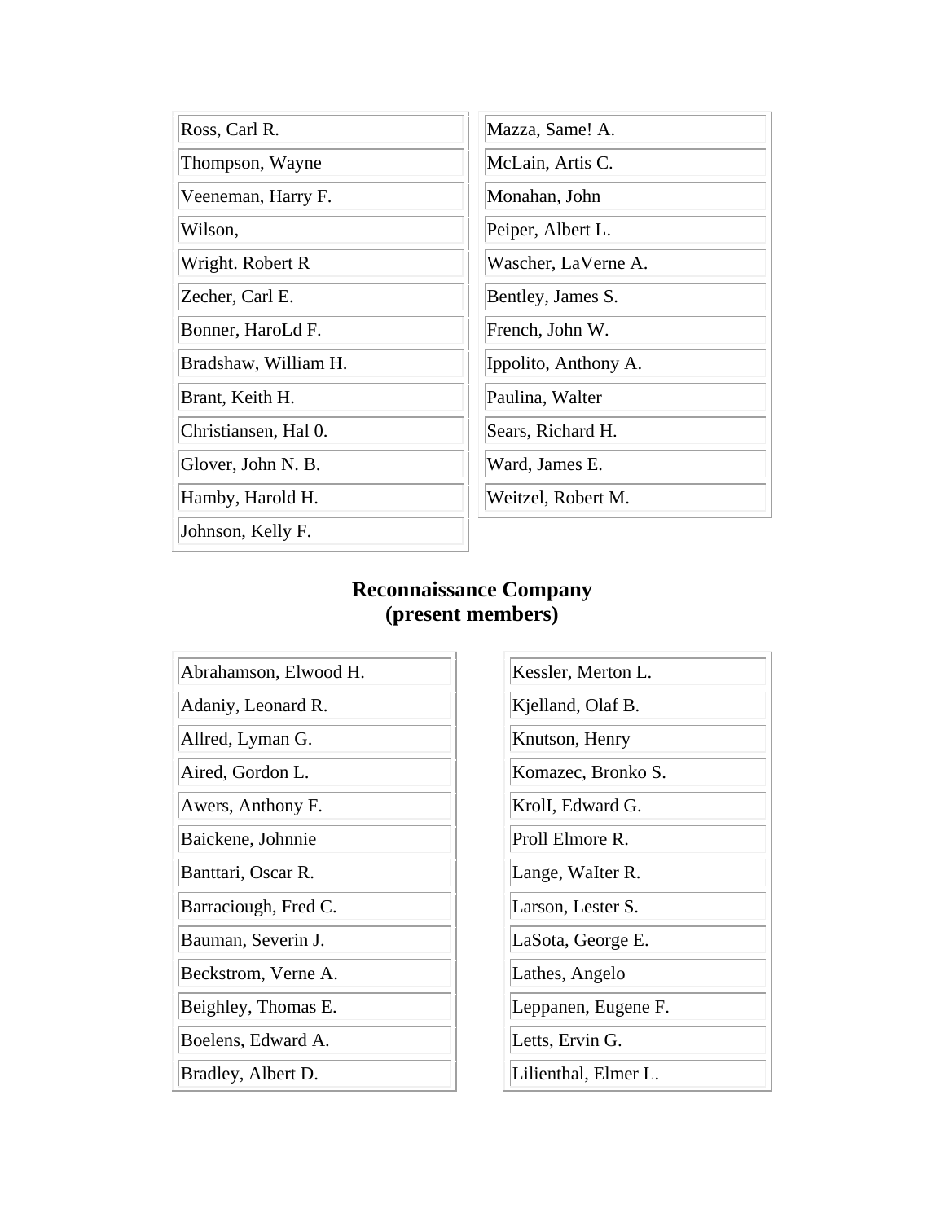| | |
|---|---|
| Ross, Carl R. | Mazza, Same! A. |
| Thompson, Wayne | McLain, Artis C. |
| Veeneman, Harry F. | Monahan, John |
| Wilson, | Peiper, Albert L. |
| Wright. Robert R | Wascher, LaVerne A. |
| Zecher, Carl E. | Bentley, James S. |
| Bonner, HaroLd F. | French, John W. |
| Bradshaw, William H. | Ippolito, Anthony A. |
| Brant, Keith H. | Paulina, Walter |
| Christiansen, Hal 0. | Sears, Richard H. |
| Glover, John N. B. | Ward, James E. |
| Hamby, Harold H. | Weitzel, Robert M. |
| Johnson, Kelly F. | |

## Reconnaissance Company (present members)

| | |
|---|---|
| Abrahamson, Elwood H. | Kessler, Merton L. |
| Adaniy, Leonard R. | Kjelland, Olaf B. |
| Allred, Lyman G. | Knutson, Henry |
| Aired, Gordon L. | Komazec, Bronko S. |
| Awers, Anthony F. | KrolI, Edward G. |
| Baickene, Johnnie | Proll Elmore R. |
| Banttari, Oscar R. | Lange, WaIter R. |
| Barraciough, Fred C. | Larson, Lester S. |
| Bauman, Severin J. | LaSota, George E. |
| Beckstrom, Verne A. | Lathes, Angelo |
| Beighley, Thomas E. | Leppanen, Eugene F. |
| Boelens, Edward A. | Letts, Ervin G. |
| Bradley, Albert D. | Lilienthal, Elmer L. |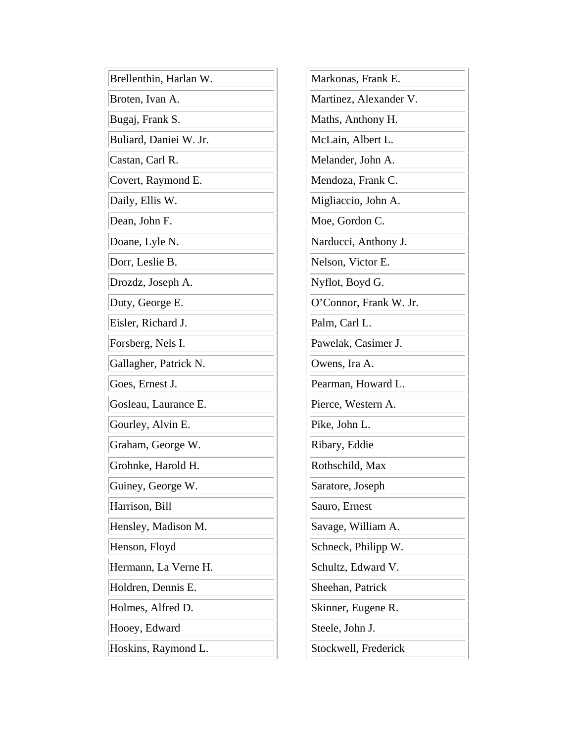| |
|---|
| Brellenthin, Harlan W. |
| Broten, Ivan A. |
| Bugaj, Frank S. |
| Buliard, Daniei W. Jr. |
| Castan, Carl R. |
| Covert, Raymond E. |
| Daily, Ellis W. |
| Dean, John F. |
| Doane, Lyle N. |
| Dorr, Leslie B. |
| Drozdz, Joseph A. |
| Duty, George E. |
| Eisler, Richard J. |
| Forsberg, Nels I. |
| Gallagher, Patrick N. |
| Goes, Ernest J. |
| Gosleau, Laurance E. |
| Gourley, Alvin E. |
| Graham, George W. |
| Grohnke, Harold H. |
| Guiney, George W. |
| Harrison, Bill |
| Hensley, Madison M. |
| Henson, Floyd |
| Hermann, La Verne H. |
| Holdren, Dennis E. |
| Holmes, Alfred D. |
| Hooey, Edward |
| Hoskins, Raymond L. |

| |
|---|
| Markonas, Frank E. |
| Martinez, Alexander V. |
| Maths, Anthony H. |
| McLain, Albert L. |
| Melander, John A. |
| Mendoza, Frank C. |
| Migliaccio, John A. |
| Moe, Gordon C. |
| Narducci, Anthony J. |
| Nelson, Victor E. |
| Nyflot, Boyd G. |
| O’Connor, Frank W. Jr. |
| Palm, Carl L. |
| Pawelak, Casimer J. |
| Owens, Ira A. |
| Pearman, Howard L. |
| Pierce, Western A. |
| Pike, John L. |
| Ribary, Eddie |
| Rothschild, Max |
| Saratore, Joseph |
| Sauro, Ernest |
| Savage, William A. |
| Schneck, Philipp W. |
| Schultz, Edward V. |
| Sheehan, Patrick |
| Skinner, Eugene R. |
| Steele, John J. |
| Stockwell, Frederick |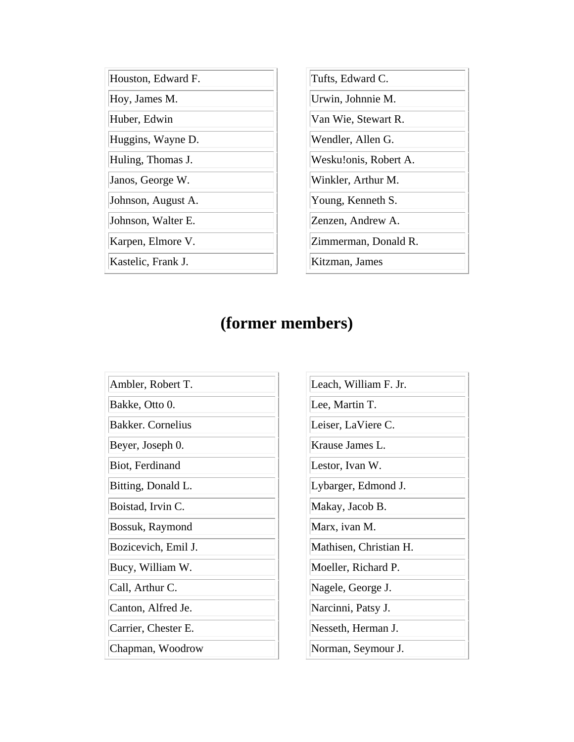| | |
|---|---|
| Houston, Edward F. | Tufts, Edward C. |
| Hoy, James M. | Urwin, Johnnie M. |
| Huber, Edwin | Van Wie, Stewart R. |
| Huggins, Wayne D. | Wendler, Allen G. |
| Huling, Thomas J. | Wesku!onis, Robert A. |
| Janos, George W. | Winkler, Arthur M. |
| Johnson, August A. | Young, Kenneth S. |
| Johnson, Walter E. | Zenzen, Andrew A. |
| Karpen, Elmore V. | Zimmerman, Donald R. |
| Kastelic, Frank J. | Kitzman, James |

## (former members)

| | |
|---|---|
| Ambler, Robert T. | Leach, William F. Jr. |
| Bakke, Otto 0. | Lee, Martin T. |
| Bakker. Cornelius | Leiser, LaViere C. |
| Beyer, Joseph 0. | Krause James L. |
| Biot, Ferdinand | Lestor, Ivan W. |
| Bitting, Donald L. | Lybarger, Edmond J. |
| Boistad, Irvin C. | Makay, Jacob B. |
| Bossuk, Raymond | Marx, ivan M. |
| Bozicevich, Emil J. | Mathisen, Christian H. |
| Bucy, William W. | Moeller, Richard P. |
| Call, Arthur C. | Nagele, George J. |
| Canton, Alfred Je. | Narcinni, Patsy J. |
| Carrier, Chester E. | Nesseth, Herman J. |
| Chapman, Woodrow | Norman, Seymour J. |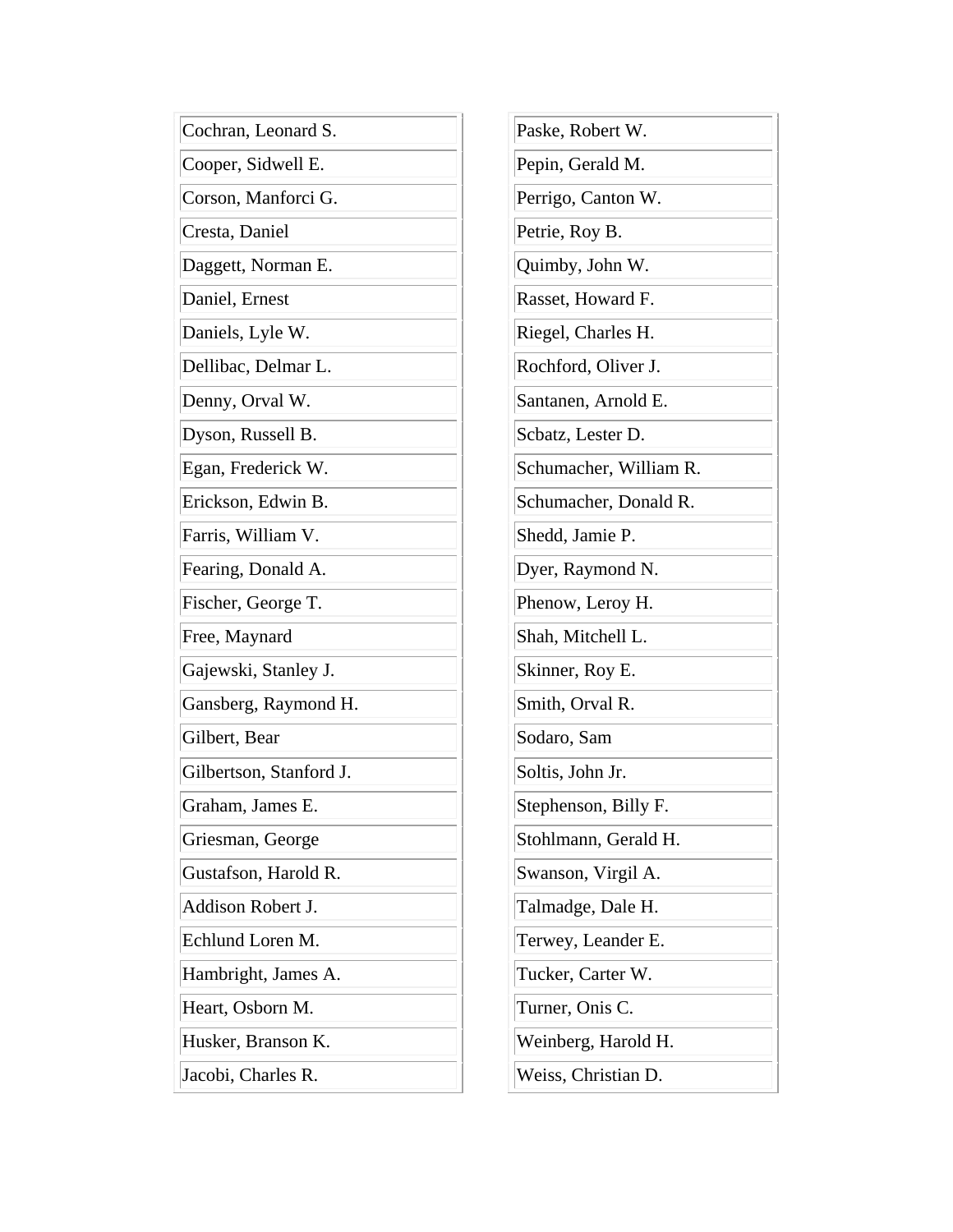| |
|---|
| Cochran, Leonard S. |
| Cooper, Sidwell E. |
| Corson, Manforci G. |
| Cresta, Daniel |
| Daggett, Norman E. |
| Daniel, Ernest |
| Daniels, Lyle W. |
| Dellibac, Delmar L. |
| Denny, Orval W. |
| Dyson, Russell B. |
| Egan, Frederick W. |
| Erickson, Edwin B. |
| Farris, William V. |
| Fearing, Donald A. |
| Fischer, George T. |
| Free, Maynard |
| Gajewski, Stanley J. |
| Gansberg, Raymond H. |
| Gilbert, Bear |
| Gilbertson, Stanford J. |
| Graham, James E. |
| Griesman, George |
| Gustafson, Harold R. |
| Addison Robert J. |
| Echlund Loren M. |
| Hambright, James A. |
| Heart, Osborn M. |
| Husker, Branson K. |
| Jacobi, Charles R. |

| |
|---|
| Paske, Robert W. |
| Pepin, Gerald M. |
| Perrigo, Canton W. |
| Petrie, Roy B. |
| Quimby, John W. |
| Rasset, Howard F. |
| Riegel, Charles H. |
| Rochford, Oliver J. |
| Santanen, Arnold E. |
| Scbatz, Lester D. |
| Schumacher, William R. |
| Schumacher, Donald R. |
| Shedd, Jamie P. |
| Dyer, Raymond N. |
| Phenow, Leroy H. |
| Shah, Mitchell L. |
| Skinner, Roy E. |
| Smith, Orval R. |
| Sodaro, Sam |
| Soltis, John Jr. |
| Stephenson, Billy F. |
| Stohlmann, Gerald H. |
| Swanson, Virgil A. |
| Talmadge, Dale H. |
| Terwey, Leander E. |
| Tucker, Carter W. |
| Turner, Onis C. |
| Weinberg, Harold H. |
| Weiss, Christian D. |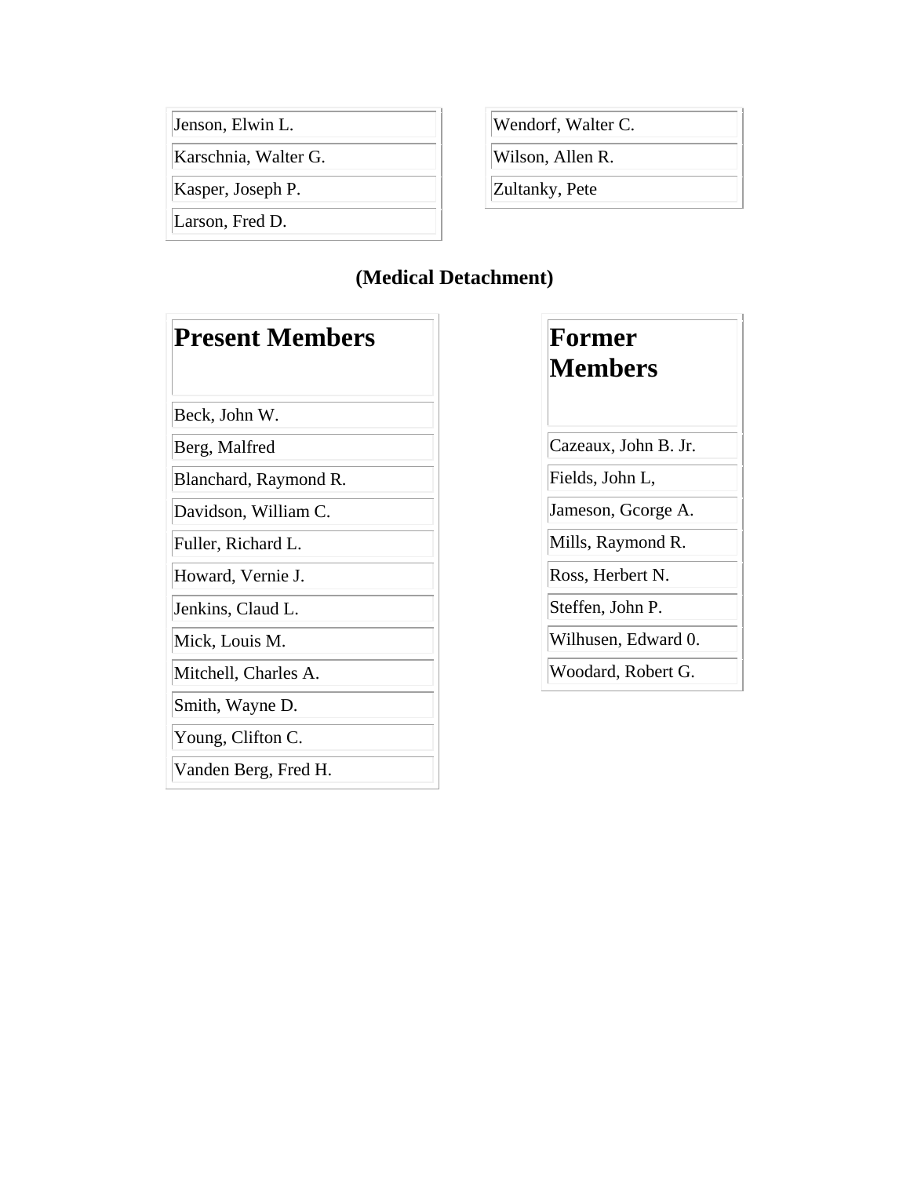| | |
|---|---|
| Jenson, Elwin L. | Wendorf, Walter C. |
| Karschnia, Walter G. | Wilson, Allen R. |
| Kasper, Joseph P. | Zultanky, Pete |
| Larson, Fred D. | |

**(Medical Detachment)**

| Present Members | Former Members |
|---|---|
| Beck, John W. | Cazeaux, John B. Jr. |
| Berg, Malfred | Fields, John L, |
| Blanchard, Raymond R. | Jameson, Gcorge A. |
| Davidson, William C. | Mills, Raymond R. |
| Fuller, Richard L. | Ross, Herbert N. |
| Howard, Vernie J. | Steffen, John P. |
| Jenkins, Claud L. | Wilhusen, Edward 0. |
| Mick, Louis M. | Woodard, Robert G. |
| Mitchell, Charles A. | |
| Smith, Wayne D. | |
| Young, Clifton C. | |
| Vanden Berg, Fred H. | |